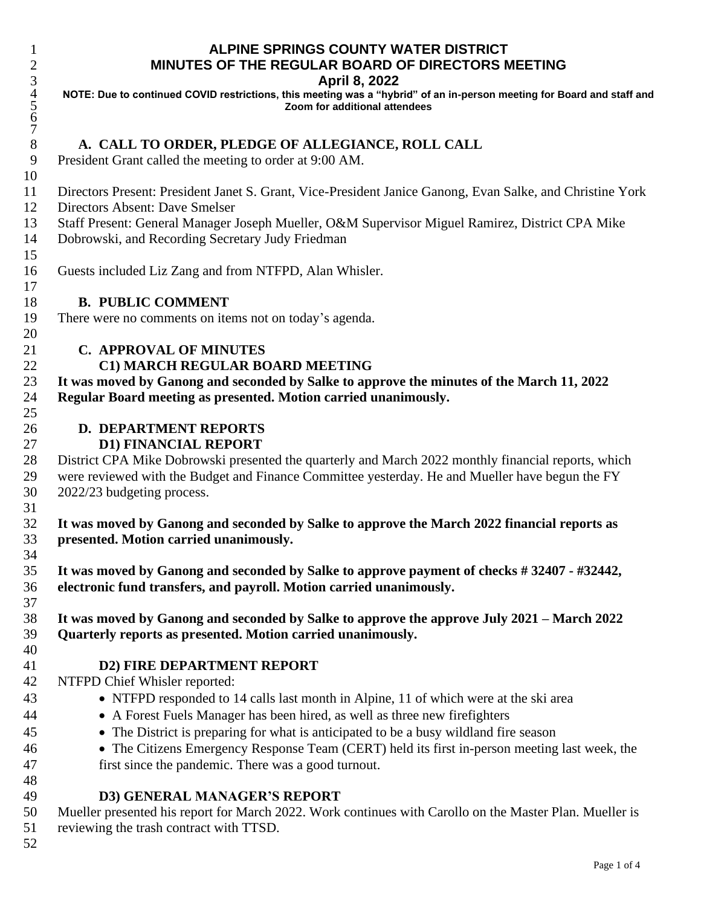# ALPINE SPRINGS COUNTY WATER DISTRICT
## MINUTES OF THE REGULAR BOARD OF DIRECTORS MEETING
### April 8, 2022

**NOTE: Due to continued COVID restrictions, this meeting was a "hybrid" of an in-person meeting for Board and staff and Zoom for additional attendees**

## A. CALL TO ORDER, PLEDGE OF ALLEGIANCE, ROLL CALL

President Grant called the meeting to order at 9:00 AM.

Directors Present: President Janet S. Grant, Vice-President Janice Ganong, Evan Salke, and Christine York
Directors Absent: Dave Smelser
Staff Present: General Manager Joseph Mueller, O&M Supervisor Miguel Ramirez, District CPA Mike Dobrowski, and Recording Secretary Judy Friedman

Guests included Liz Zang and from NTFPD, Alan Whisler.

## B. PUBLIC COMMENT

There were no comments on items not on today's agenda.

## C. APPROVAL OF MINUTES

### C1) MARCH REGULAR BOARD MEETING

**It was moved by Ganong and seconded by Salke to approve the minutes of the March 11, 2022 Regular Board meeting as presented. Motion carried unanimously.**

## D. DEPARTMENT REPORTS

### D1) FINANCIAL REPORT

District CPA Mike Dobrowski presented the quarterly and March 2022 monthly financial reports, which were reviewed with the Budget and Finance Committee yesterday. He and Mueller have begun the FY 2022/23 budgeting process.

**It was moved by Ganong and seconded by Salke to approve the March 2022 financial reports as presented. Motion carried unanimously.**

**It was moved by Ganong and seconded by Salke to approve payment of checks # 32407 - #32442, electronic fund transfers, and payroll. Motion carried unanimously.**

**It was moved by Ganong and seconded by Salke to approve the approve July 2021 – March 2022 Quarterly reports as presented. Motion carried unanimously.**

### D2) FIRE DEPARTMENT REPORT

NTFPD Chief Whisler reported:

- NTFPD responded to 14 calls last month in Alpine, 11 of which were at the ski area
- A Forest Fuels Manager has been hired, as well as three new firefighters
- The District is preparing for what is anticipated to be a busy wildland fire season
- The Citizens Emergency Response Team (CERT) held its first in-person meeting last week, the first since the pandemic. There was a good turnout.

### D3) GENERAL MANAGER'S REPORT

Mueller presented his report for March 2022. Work continues with Carollo on the Master Plan. Mueller is reviewing the trash contract with TTSD.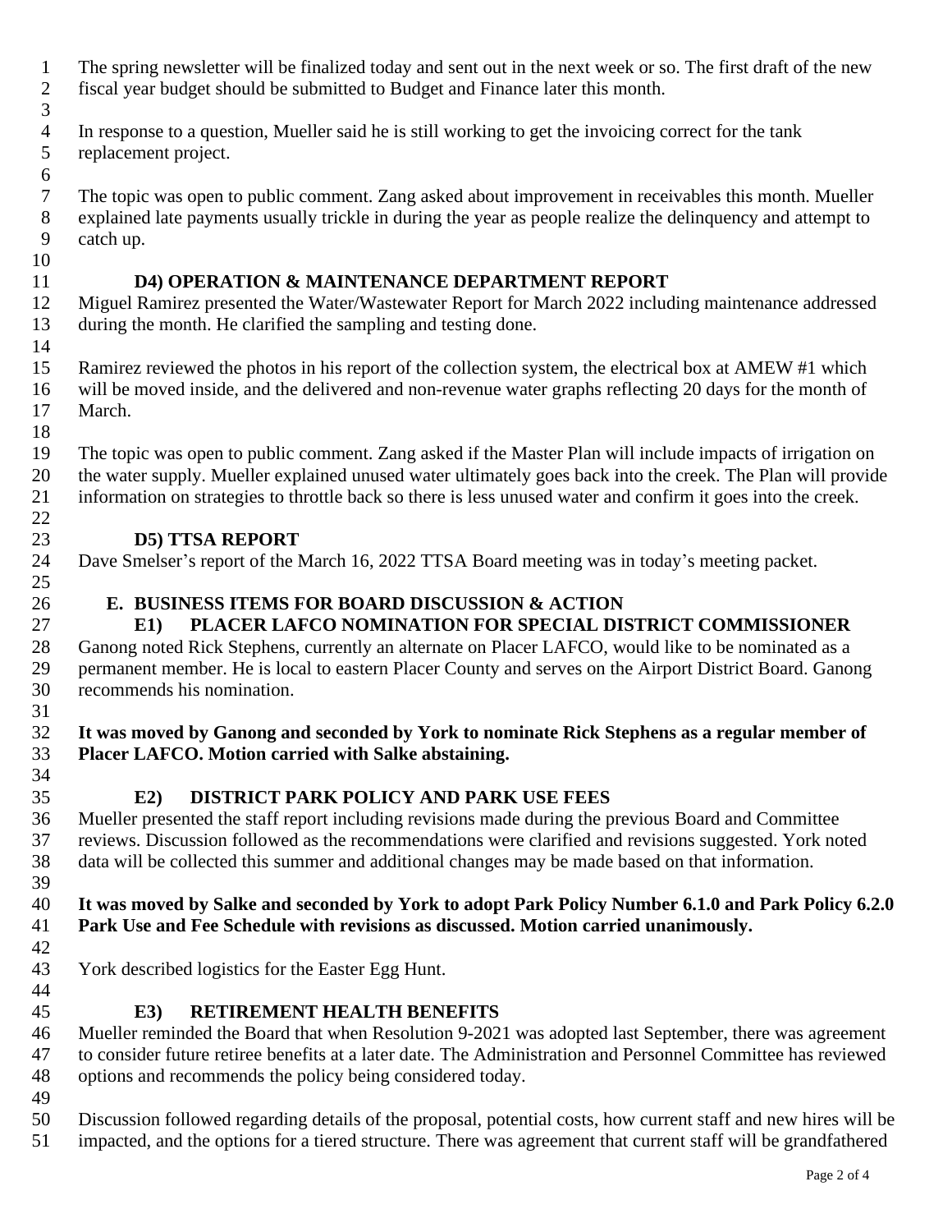The spring newsletter will be finalized today and sent out in the next week or so. The first draft of the new fiscal year budget should be submitted to Budget and Finance later this month.

In response to a question, Mueller said he is still working to get the invoicing correct for the tank replacement project.

The topic was open to public comment. Zang asked about improvement in receivables this month. Mueller explained late payments usually trickle in during the year as people realize the delinquency and attempt to catch up.

### D4) OPERATION & MAINTENANCE DEPARTMENT REPORT

Miguel Ramirez presented the Water/Wastewater Report for March 2022 including maintenance addressed during the month. He clarified the sampling and testing done.

Ramirez reviewed the photos in his report of the collection system, the electrical box at AMEW #1 which will be moved inside, and the delivered and non-revenue water graphs reflecting 20 days for the month of March.

The topic was open to public comment. Zang asked if the Master Plan will include impacts of irrigation on the water supply. Mueller explained unused water ultimately goes back into the creek. The Plan will provide information on strategies to throttle back so there is less unused water and confirm it goes into the creek.

### D5) TTSA REPORT

Dave Smelser's report of the March 16, 2022 TTSA Board meeting was in today's meeting packet.

## E. BUSINESS ITEMS FOR BOARD DISCUSSION & ACTION

### E1) PLACER LAFCO NOMINATION FOR SPECIAL DISTRICT COMMISSIONER

Ganong noted Rick Stephens, currently an alternate on Placer LAFCO, would like to be nominated as a permanent member. He is local to eastern Placer County and serves on the Airport District Board. Ganong recommends his nomination.

**It was moved by Ganong and seconded by York to nominate Rick Stephens as a regular member of Placer LAFCO. Motion carried with Salke abstaining.**

### E2) DISTRICT PARK POLICY AND PARK USE FEES

Mueller presented the staff report including revisions made during the previous Board and Committee reviews. Discussion followed as the recommendations were clarified and revisions suggested. York noted data will be collected this summer and additional changes may be made based on that information.

**It was moved by Salke and seconded by York to adopt Park Policy Number 6.1.0 and Park Policy 6.2.0 Park Use and Fee Schedule with revisions as discussed. Motion carried unanimously.**

York described logistics for the Easter Egg Hunt.

### E3) RETIREMENT HEALTH BENEFITS

Mueller reminded the Board that when Resolution 9-2021 was adopted last September, there was agreement to consider future retiree benefits at a later date. The Administration and Personnel Committee has reviewed options and recommends the policy being considered today.

Discussion followed regarding details of the proposal, potential costs, how current staff and new hires will be impacted, and the options for a tiered structure. There was agreement that current staff will be grandfathered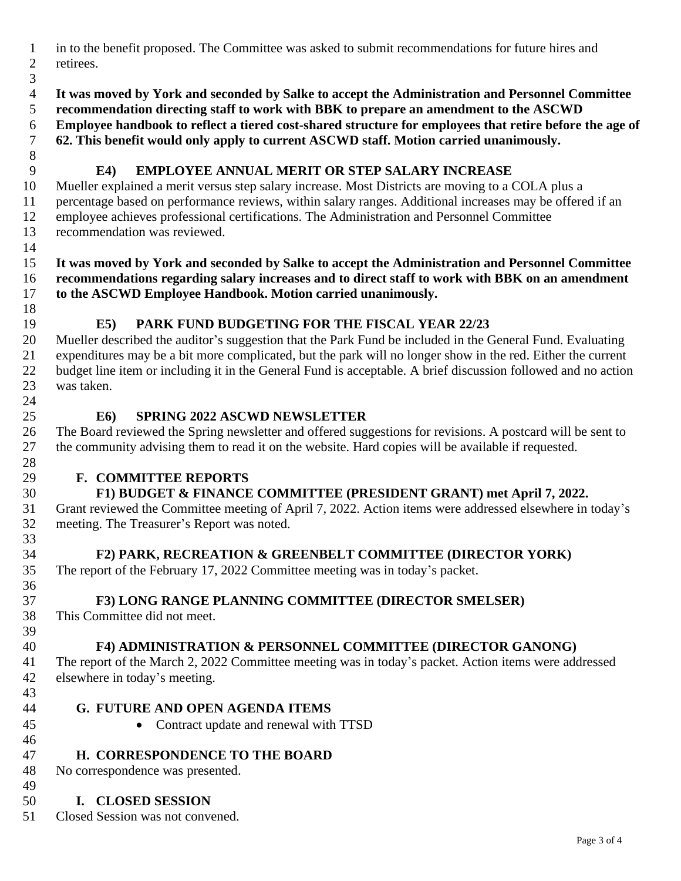in to the benefit proposed. The Committee was asked to submit recommendations for future hires and retirees.

**It was moved by York and seconded by Salke to accept the Administration and Personnel Committee recommendation directing staff to work with BBK to prepare an amendment to the ASCWD Employee handbook to reflect a tiered cost-shared structure for employees that retire before the age of 62. This benefit would only apply to current ASCWD staff. Motion carried unanimously.**

### E4) EMPLOYEE ANNUAL MERIT OR STEP SALARY INCREASE

Mueller explained a merit versus step salary increase. Most Districts are moving to a COLA plus a percentage based on performance reviews, within salary ranges. Additional increases may be offered if an employee achieves professional certifications. The Administration and Personnel Committee recommendation was reviewed.

**It was moved by York and seconded by Salke to accept the Administration and Personnel Committee recommendations regarding salary increases and to direct staff to work with BBK on an amendment to the ASCWD Employee Handbook. Motion carried unanimously.**

### E5) PARK FUND BUDGETING FOR THE FISCAL YEAR 22/23

Mueller described the auditor's suggestion that the Park Fund be included in the General Fund. Evaluating expenditures may be a bit more complicated, but the park will no longer show in the red. Either the current budget line item or including it in the General Fund is acceptable. A brief discussion followed and no action was taken.

### E6) SPRING 2022 ASCWD NEWSLETTER

The Board reviewed the Spring newsletter and offered suggestions for revisions. A postcard will be sent to the community advising them to read it on the website. Hard copies will be available if requested.

## F. COMMITTEE REPORTS

### F1) BUDGET & FINANCE COMMITTEE (PRESIDENT GRANT) met April 7, 2022.

Grant reviewed the Committee meeting of April 7, 2022. Action items were addressed elsewhere in today's meeting. The Treasurer's Report was noted.

### F2) PARK, RECREATION & GREENBELT COMMITTEE (DIRECTOR YORK)

The report of the February 17, 2022 Committee meeting was in today's packet.

### F3) LONG RANGE PLANNING COMMITTEE (DIRECTOR SMELSER)

This Committee did not meet.

### F4) ADMINISTRATION & PERSONNEL COMMITTEE (DIRECTOR GANONG)

The report of the March 2, 2022 Committee meeting was in today's packet. Action items were addressed elsewhere in today's meeting.

## G. FUTURE AND OPEN AGENDA ITEMS

- Contract update and renewal with TTSD

## H. CORRESPONDENCE TO THE BOARD

No correspondence was presented.

## I. CLOSED SESSION

Closed Session was not convened.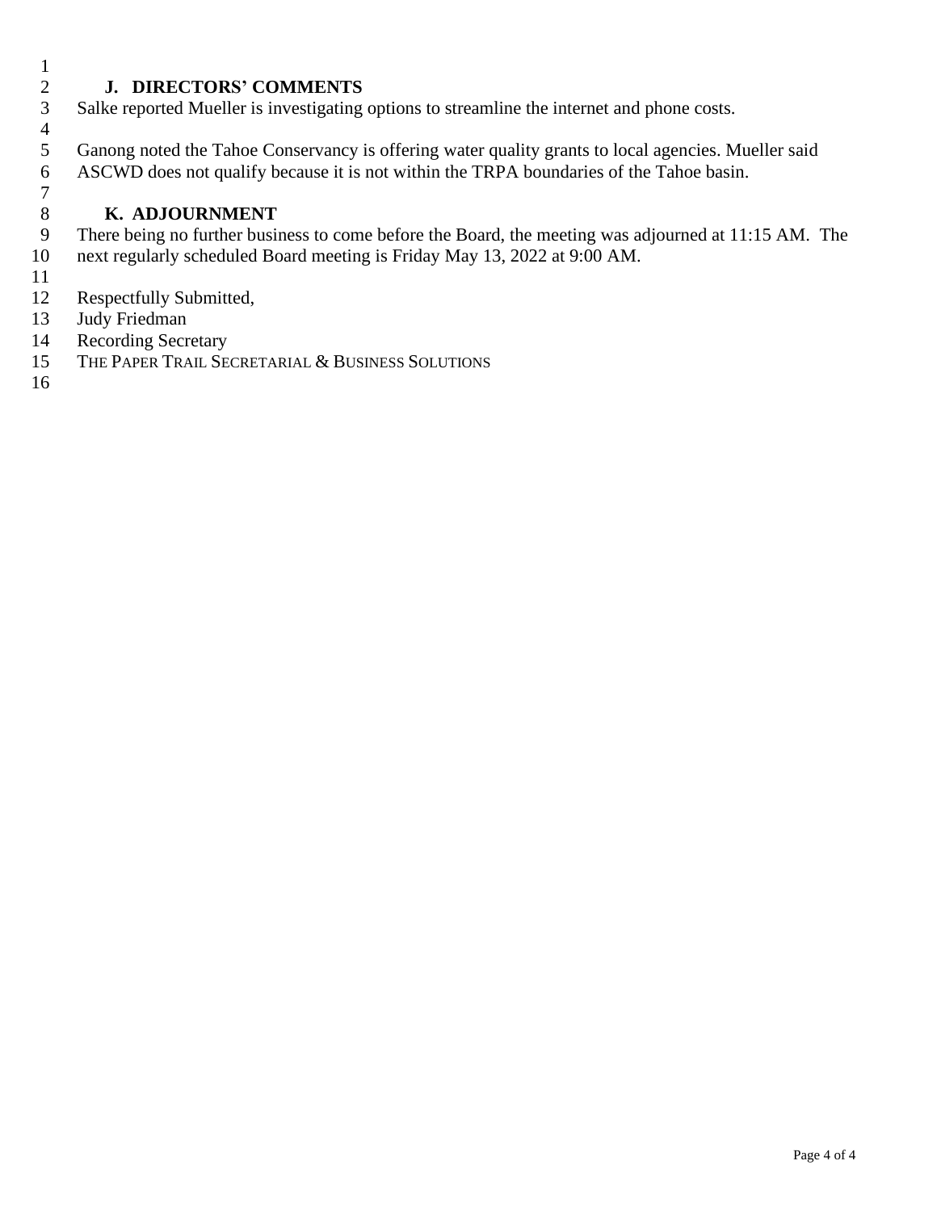## J. DIRECTORS' COMMENTS

Salke reported Mueller is investigating options to streamline the internet and phone costs.

Ganong noted the Tahoe Conservancy is offering water quality grants to local agencies. Mueller said ASCWD does not qualify because it is not within the TRPA boundaries of the Tahoe basin.

## K. ADJOURNMENT

There being no further business to come before the Board, the meeting was adjourned at 11:15 AM. The next regularly scheduled Board meeting is Friday May 13, 2022 at 9:00 AM.

Respectfully Submitted,
Judy Friedman
Recording Secretary
THE PAPER TRAIL SECRETARIAL & BUSINESS SOLUTIONS